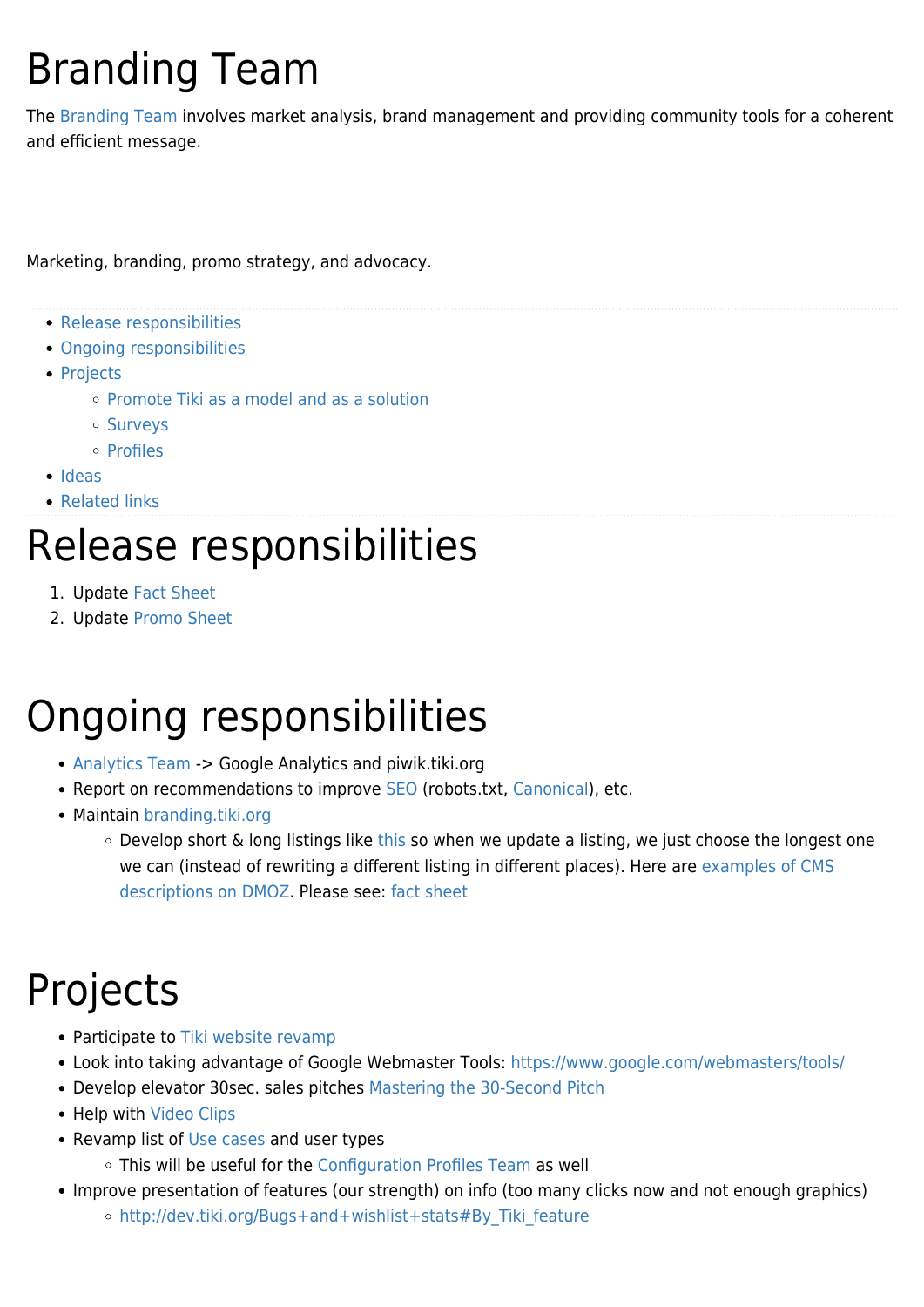# Branding Team

The Branding Team involves market analysis, brand management and providing community tools for a coherent and efficient message.

Marketing, branding, promo strategy, and advocacy.

- Release responsibilities
- Ongoing responsibilities
- Projects
  - Promote Tiki as a model and as a solution
  - Surveys
  - Profiles
- Ideas
- Related links

# Release responsibilities

1. Update Fact Sheet
2. Update Promo Sheet

# Ongoing responsibilities

- Analytics Team -> Google Analytics and piwik.tiki.org
- Report on recommendations to improve SEO (robots.txt, Canonical), etc.
- Maintain branding.tiki.org
  - Develop short & long listings like this so when we update a listing, we just choose the longest one we can (instead of rewriting a different listing in different places). Here are examples of CMS descriptions on DMOZ. Please see: fact sheet

# Projects

- Participate to Tiki website revamp
- Look into taking advantage of Google Webmaster Tools: https://www.google.com/webmasters/tools/
- Develop elevator 30sec. sales pitches Mastering the 30-Second Pitch
- Help with Video Clips
- Revamp list of Use cases and user types
  - This will be useful for the Configuration Profiles Team as well
- Improve presentation of features (our strength) on info (too many clicks now and not enough graphics)
  - http://dev.tiki.org/Bugs+and+wishlist+stats#By_Tiki_feature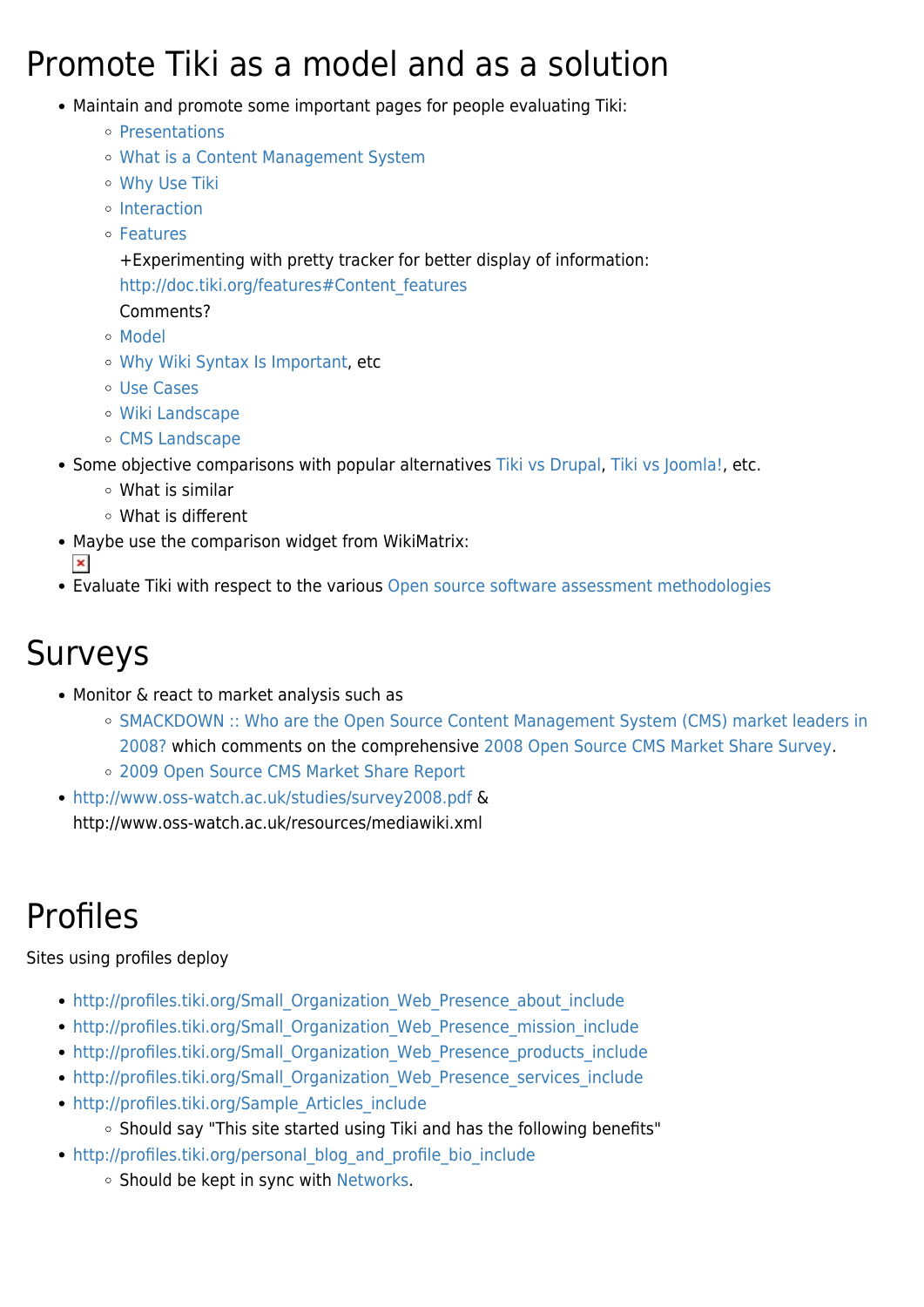# Promote Tiki as a model and as a solution

- Maintain and promote some important pages for people evaluating Tiki:
  - Presentations
  - What is a Content Management System
  - Why Use Tiki
  - Interaction
  - Features

    +Experimenting with pretty tracker for better display of information: http://doc.tiki.org/features#Content_features

    Comments?
  - Model
  - Why Wiki Syntax Is Important, etc
  - Use Cases
  - Wiki Landscape
  - CMS Landscape
- Some objective comparisons with popular alternatives Tiki vs Drupal, Tiki vs Joomla!, etc.
  - What is similar
  - What is different
- Maybe use the comparison widget from WikiMatrix:
- Evaluate Tiki with respect to the various Open source software assessment methodologies

# Surveys

- Monitor & react to market analysis such as
  - SMACKDOWN :: Who are the Open Source Content Management System (CMS) market leaders in 2008? which comments on the comprehensive 2008 Open Source CMS Market Share Survey.
  - 2009 Open Source CMS Market Share Report
- http://www.oss-watch.ac.uk/studies/survey2008.pdf & http://www.oss-watch.ac.uk/resources/mediawiki.xml

# Profiles

Sites using profiles deploy

- http://profiles.tiki.org/Small_Organization_Web_Presence_about_include
- http://profiles.tiki.org/Small_Organization_Web_Presence_mission_include
- http://profiles.tiki.org/Small_Organization_Web_Presence_products_include
- http://profiles.tiki.org/Small_Organization_Web_Presence_services_include
- http://profiles.tiki.org/Sample_Articles_include
  - Should say "This site started using Tiki and has the following benefits"
- http://profiles.tiki.org/personal_blog_and_profile_bio_include
  - Should be kept in sync with Networks.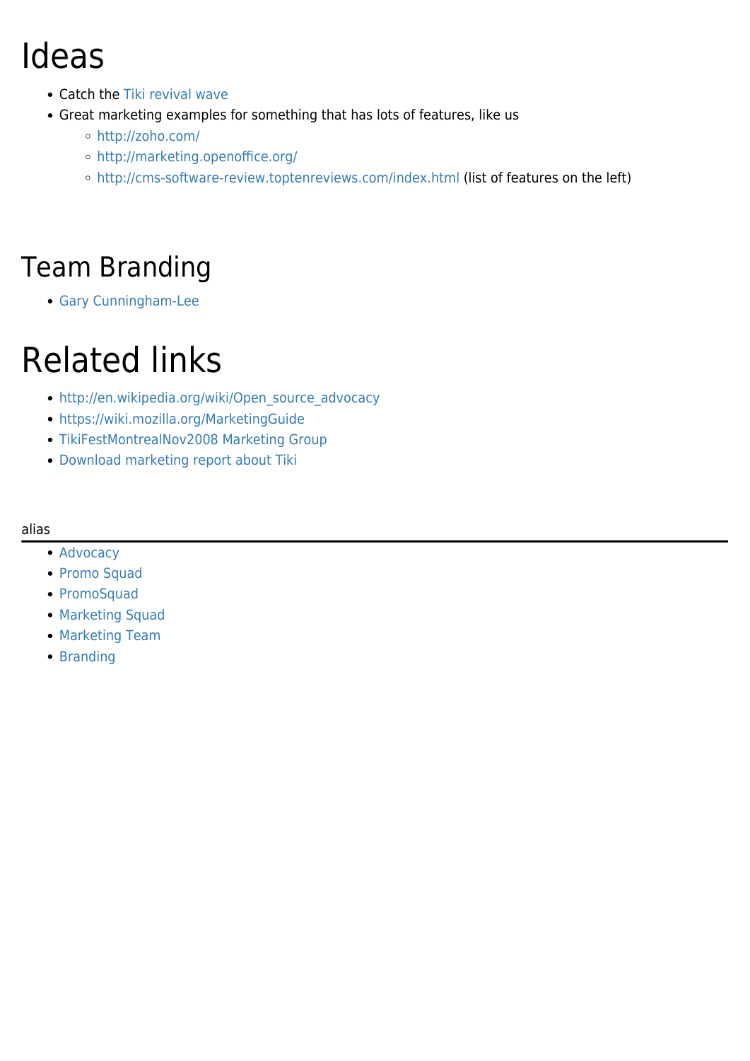# Ideas

- Catch the Tiki revival wave
- Great marketing examples for something that has lots of features, like us
  - http://zoho.com/
  - http://marketing.openoffice.org/
  - http://cms-software-review.toptenreviews.com/index.html (list of features on the left)

## Team Branding

- Gary Cunningham-Lee

# Related links

- http://en.wikipedia.org/wiki/Open_source_advocacy
- https://wiki.mozilla.org/MarketingGuide
- TikiFestMontrealNov2008 Marketing Group
- Download marketing report about Tiki

alias

---

- Advocacy
- Promo Squad
- PromoSquad
- Marketing Squad
- Marketing Team
- Branding